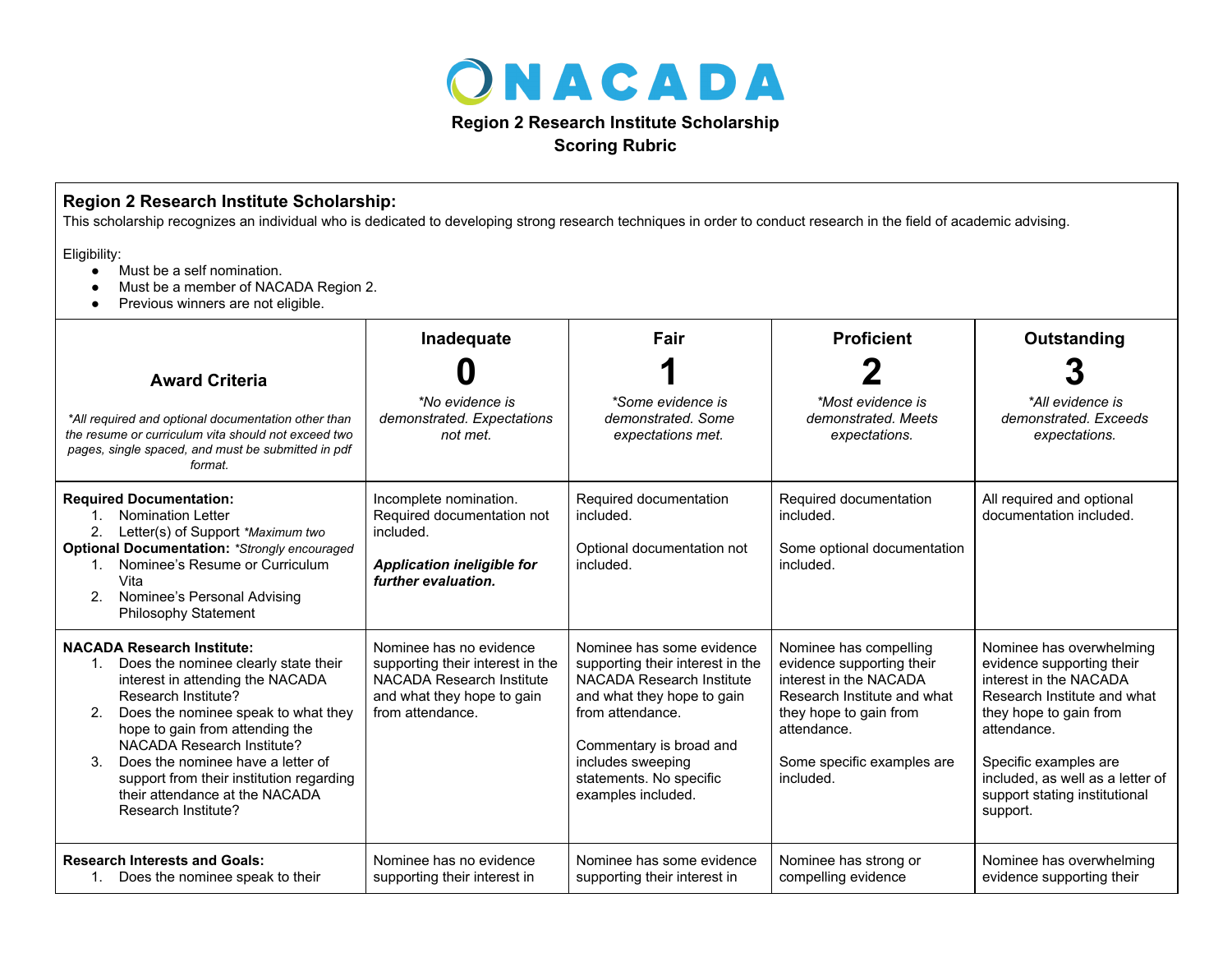# NACADA

**Region 2 Research Institute Scholarship**
**Scoring Rubric**

## Region 2 Research Institute Scholarship:

This scholarship recognizes an individual who is dedicated to developing strong research techniques in order to conduct research in the field of academic advising.

Eligibility:

- Must be a self nomination.
- Must be a member of NACADA Region 2.
- Previous winners are not eligible.

| **Award Criteria**<br><br>*\*All required and optional documentation other than the resume or curriculum vita should not exceed two pages, single spaced, and must be submitted in pdf format.* | **Inadequate**<br>**0**<br>*\*No evidence is demonstrated. Expectations not met.* | **Fair**<br>**1**<br>*\*Some evidence is demonstrated. Some expectations met.* | **Proficient**<br>**2**<br>*\*Most evidence is demonstrated. Meets expectations.* | **Outstanding**<br>**3**<br>*\*All evidence is demonstrated. Exceeds expectations.* |
|---|---|---|---|---|
| **Required Documentation:**<br>1. Nomination Letter<br>2. Letter(s) of Support *\*Maximum two*<br>**Optional Documentation:** *\*Strongly encouraged*<br>1. Nominee's Resume or Curriculum Vita<br>2. Nominee's Personal Advising Philosophy Statement | Incomplete nomination. Required documentation not included.<br><br>***Application ineligible for further evaluation.*** | Required documentation included.<br><br>Optional documentation not included. | Required documentation included.<br><br>Some optional documentation included. | All required and optional documentation included. |
| **NACADA Research Institute:**<br>1. Does the nominee clearly state their interest in attending the NACADA Research Institute?<br>2. Does the nominee speak to what they hope to gain from attending the NACADA Research Institute?<br>3. Does the nominee have a letter of support from their institution regarding their attendance at the NACADA Research Institute? | Nominee has no evidence supporting their interest in the NACADA Research Institute and what they hope to gain from attendance. | Nominee has some evidence supporting their interest in the NACADA Research Institute and what they hope to gain from attendance.<br><br>Commentary is broad and includes sweeping statements. No specific examples included. | Nominee has compelling evidence supporting their interest in the NACADA Research Institute and what they hope to gain from attendance.<br><br>Some specific examples are included. | Nominee has overwhelming evidence supporting their interest in the NACADA Research Institute and what they hope to gain from attendance.<br><br>Specific examples are included, as well as a letter of support stating institutional support. |
| **Research Interests and Goals:**<br>1. Does the nominee speak to their | Nominee has no evidence supporting their interest in | Nominee has some evidence supporting their interest in | Nominee has strong or compelling evidence | Nominee has overwhelming evidence supporting their |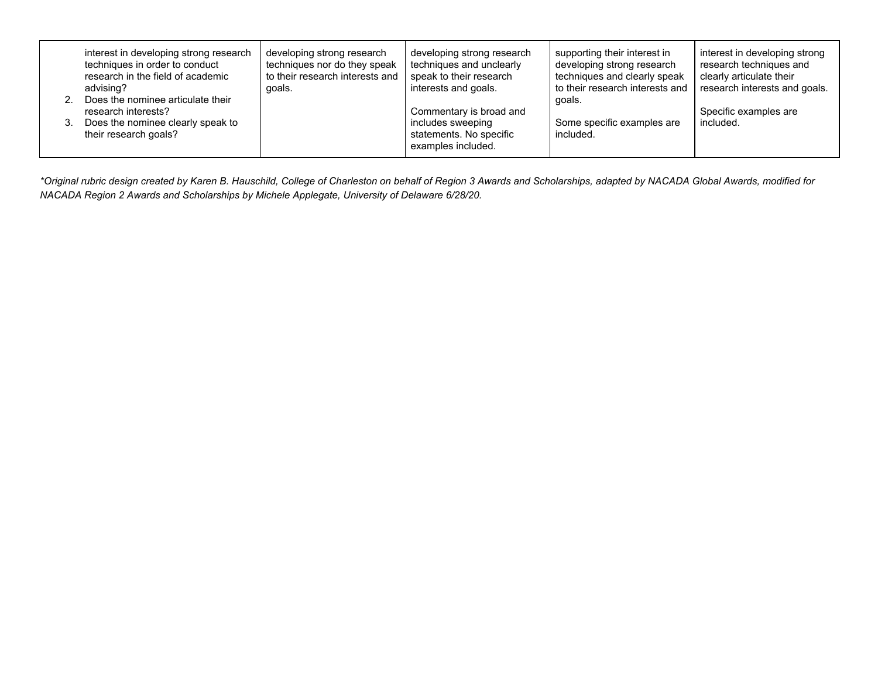| | | | | |
|---|---|---|---|---|
| interest in developing strong research techniques in order to conduct research in the field of academic advising?<br>2. Does the nominee articulate their research interests?<br>3. Does the nominee clearly speak to their research goals? | developing strong research techniques nor do they speak to their research interests and goals. | developing strong research techniques and unclearly speak to their research interests and goals.<br><br>Commentary is broad and includes sweeping statements. No specific examples included. | supporting their interest in developing strong research techniques and clearly speak to their research interests and goals.<br><br>Some specific examples are included. | interest in developing strong research techniques and clearly articulate their research interests and goals.<br><br>Specific examples are included. |

*\*Original rubric design created by Karen B. Hauschild, College of Charleston on behalf of Region 3 Awards and Scholarships, adapted by NACADA Global Awards, modified for NACADA Region 2 Awards and Scholarships by Michele Applegate, University of Delaware 6/28/20.*